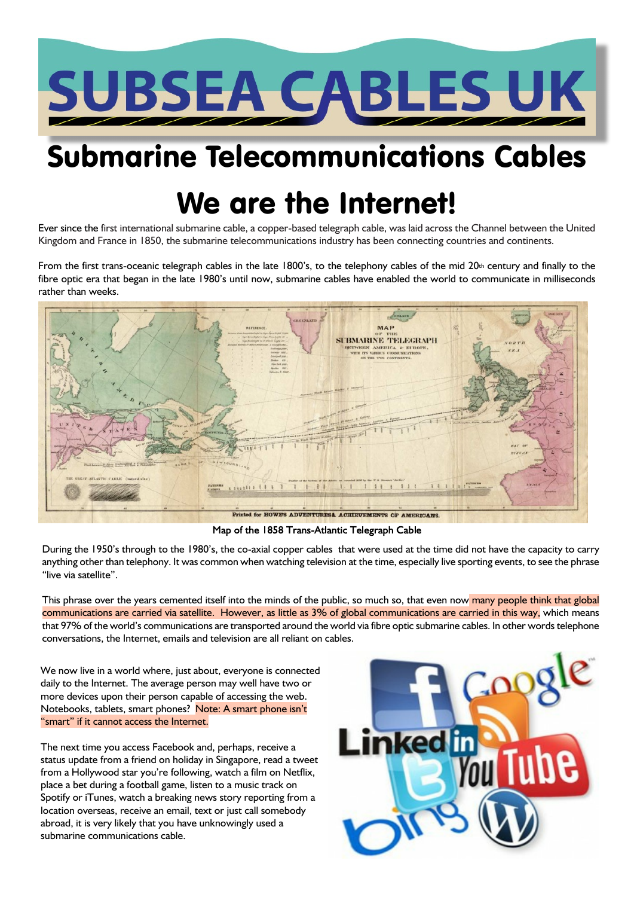# SUBSEA CABLES UK

## Submarine Telecommunications Cables

# We are the Internet!

Ever since the first international submarine cable, a copper-based telegraph cable, was laid across the Channel between the United Kingdom and France in 1850, the submarine telecommunications industry has been connecting countries and continents.

From the first trans-oceanic telegraph cables in the late 1800's, to the telephony cables of the mid 20th century and finally to the fibre optic era that began in the late 1980's until now, submarine cables have enabled the world to communicate in milliseconds rather than weeks.

Map of the 1858 Trans-Atlantic Telegraph Cable

During the 1950's through to the 1980's, the co-axial copper cables that were used at the time did not have the capacity to carry anything other than telephony. It was common when watching television at the time, especially live sporting events, to see the phrase "live via satellite".

This phrase over the years cemented itself into the minds of the public, so much so, that even now many people think that global communications are carried via satellite. However, as little as 3% of global communications are carried in this way, which means that 97% of the world's communications are transported around the world via fibre optic submarine cables. In other words telephone conversations, the Internet, emails and television are all reliant on cables.

We now live in a world where, just about, everyone is connected daily to the Internet. The average person may well have two or more devices upon their person capable of accessing the web. Notebooks, tablets, smart phones? Note: A smart phone isn't "smart" if it cannot access the Internet.

The next time you access Facebook and, perhaps, receive a status update from a friend on holiday in Singapore, read a tweet from a Hollywood star you're following, watch a film on Netflix, place a bet during a football game, listen to a music track on Spotify or iTunes, watch a breaking news story reporting from a location overseas, receive an email, text or just call somebody abroad, it is very likely that you have unknowingly used a submarine communications cable.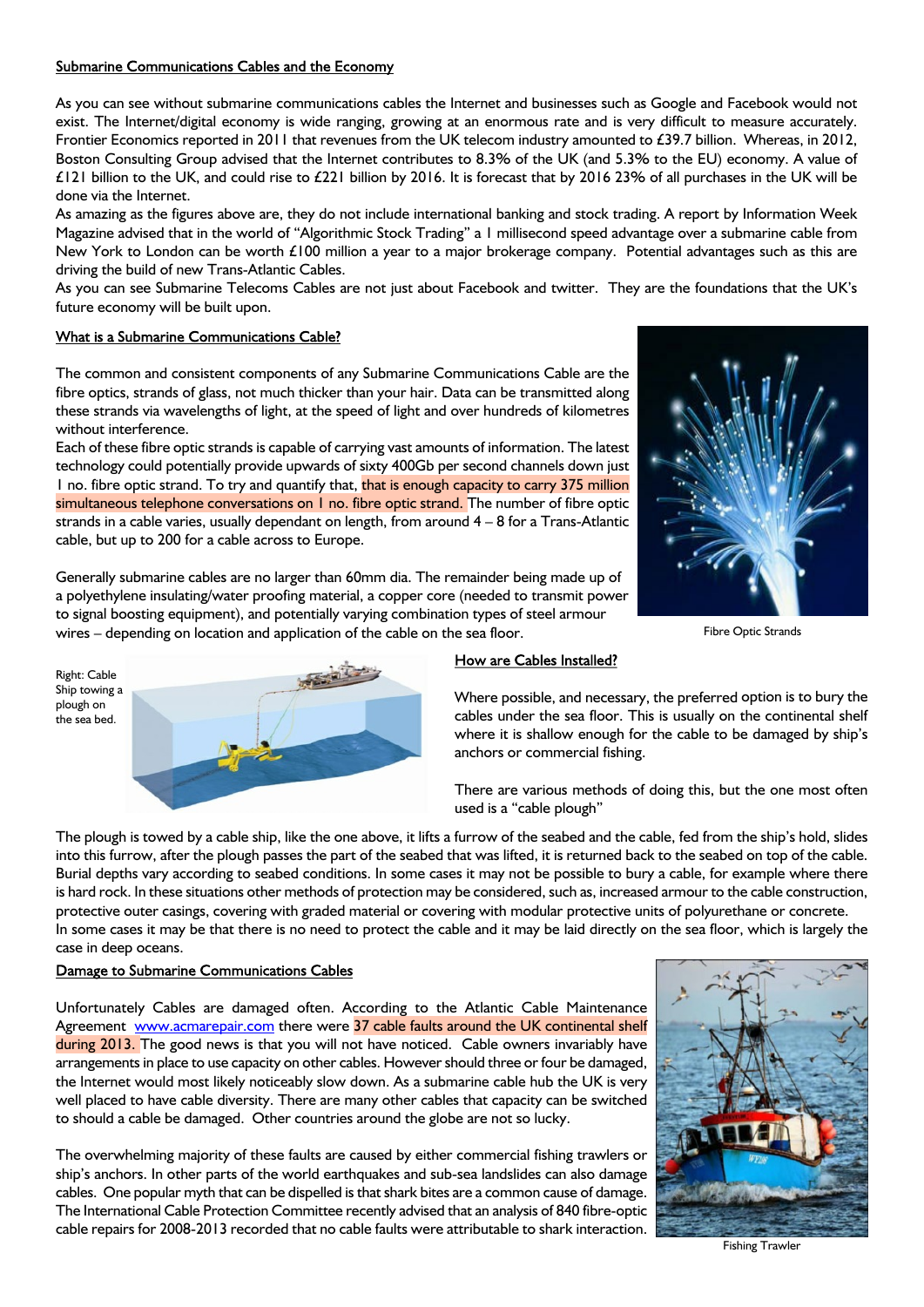## Submarine Communications Cables and the Economy

As you can see without submarine communications cables the Internet and businesses such as Google and Facebook would not exist. The Internet/digital economy is wide ranging, growing at an enormous rate and is very difficult to measure accurately. Frontier Economics reported in 2011 that revenues from the UK telecom industry amounted to £39.7 billion. Whereas, in 2012, Boston Consulting Group advised that the Internet contributes to 8.3% of the UK (and 5.3% to the EU) economy. A value of £121 billion to the UK, and could rise to £221 billion by 2016. It is forecast that by 2016 23% of all purchases in the UK will be done via the Internet.

As amazing as the figures above are, they do not include international banking and stock trading. A report by Information Week Magazine advised that in the world of "Algorithmic Stock Trading" a 1 millisecond speed advantage over a submarine cable from New York to London can be worth £100 million a year to a major brokerage company. Potential advantages such as this are driving the build of new Trans-Atlantic Cables.

As you can see Submarine Telecoms Cables are not just about Facebook and twitter. They are the foundations that the UK's future economy will be built upon.

## What is a Submarine Communications Cable?

The common and consistent components of any Submarine Communications Cable are the fibre optics, strands of glass, not much thicker than your hair. Data can be transmitted along these strands via wavelengths of light, at the speed of light and over hundreds of kilometres without interference.

Each of these fibre optic strands is capable of carrying vast amounts of information. The latest technology could potentially provide upwards of sixty 400Gb per second channels down just 1 no. fibre optic strand. To try and quantify that, that is enough capacity to carry 375 million simultaneous telephone conversations on 1 no. fibre optic strand. The number of fibre optic strands in a cable varies, usually dependant on length, from around 4 – 8 for a Trans-Atlantic cable, but up to 200 for a cable across to Europe.

Generally submarine cables are no larger than 60mm dia. The remainder being made up of a polyethylene insulating/water proofing material, a copper core (needed to transmit power to signal boosting equipment), and potentially varying combination types of steel armour wires – depending on location and application of the cable on the sea floor.

Fibre Optic Strands

Right: Cable Ship towing a plough on the sea bed.

## How are Cables Installed?

Where possible, and necessary, the preferred option is to bury the cables under the sea floor. This is usually on the continental shelf where it is shallow enough for the cable to be damaged by ship's anchors or commercial fishing.

There are various methods of doing this, but the one most often used is a "cable plough"

The plough is towed by a cable ship, like the one above, it lifts a furrow of the seabed and the cable, fed from the ship's hold, slides into this furrow, after the plough passes the part of the seabed that was lifted, it is returned back to the seabed on top of the cable. Burial depths vary according to seabed conditions. In some cases it may not be possible to bury a cable, for example where there is hard rock. In these situations other methods of protection may be considered, such as, increased armour to the cable construction, protective outer casings, covering with graded material or covering with modular protective units of polyurethane or concrete.

In some cases it may be that there is no need to protect the cable and it may be laid directly on the sea floor, which is largely the case in deep oceans.

## Damage to Submarine Communications Cables

Unfortunately Cables are damaged often. According to the Atlantic Cable Maintenance Agreement www.acmarepair.com there were 37 cable faults around the UK continental shelf during 2013. The good news is that you will not have noticed. Cable owners invariably have arrangements in place to use capacity on other cables. However should three or four be damaged, the Internet would most likely noticeably slow down. As a submarine cable hub the UK is very well placed to have cable diversity. There are many other cables that capacity can be switched to should a cable be damaged. Other countries around the globe are not so lucky.

The overwhelming majority of these faults are caused by either commercial fishing trawlers or ship's anchors. In other parts of the world earthquakes and sub-sea landslides can also damage cables. One popular myth that can be dispelled is that shark bites are a common cause of damage. The International Cable Protection Committee recently advised that an analysis of 840 fibre-optic cable repairs for 2008-2013 recorded that no cable faults were attributable to shark interaction.

Fishing Trawler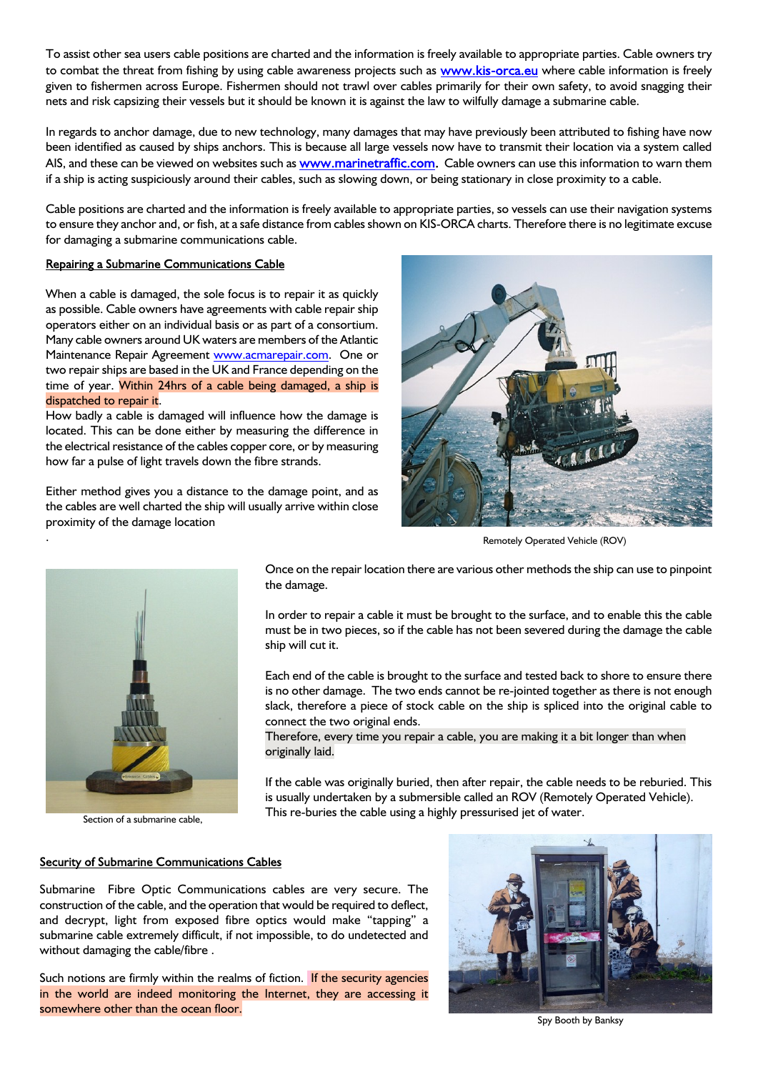To assist other sea users cable positions are charted and the information is freely available to appropriate parties. Cable owners try to combat the threat from fishing by using cable awareness projects such as www.kis-orca.eu where cable information is freely given to fishermen across Europe. Fishermen should not trawl over cables primarily for their own safety, to avoid snagging their nets and risk capsizing their vessels but it should be known it is against the law to wilfully damage a submarine cable.

In regards to anchor damage, due to new technology, many damages that may have previously been attributed to fishing have now been identified as caused by ships anchors. This is because all large vessels now have to transmit their location via a system called AIS, and these can be viewed on websites such as www.marinetraffic.com. Cable owners can use this information to warn them if a ship is acting suspiciously around their cables, such as slowing down, or being stationary in close proximity to a cable.

Cable positions are charted and the information is freely available to appropriate parties, so vessels can use their navigation systems to ensure they anchor and, or fish, at a safe distance from cables shown on KIS-ORCA charts. Therefore there is no legitimate excuse for damaging a submarine communications cable.

## Repairing a Submarine Communications Cable

When a cable is damaged, the sole focus is to repair it as quickly as possible. Cable owners have agreements with cable repair ship operators either on an individual basis or as part of a consortium. Many cable owners around UK waters are members of the Atlantic Maintenance Repair Agreement www.acmarepair.com. One or two repair ships are based in the UK and France depending on the time of year. Within 24hrs of a cable being damaged, a ship is dispatched to repair it.

How badly a cable is damaged will influence how the damage is located. This can be done either by measuring the difference in the electrical resistance of the cables copper core, or by measuring how far a pulse of light travels down the fibre strands.

Either method gives you a distance to the damage point, and as the cables are well charted the ship will usually arrive within close proximity of the damage location.

Remotely Operated Vehicle (ROV)

Once on the repair location there are various other methods the ship can use to pinpoint the damage.

In order to repair a cable it must be brought to the surface, and to enable this the cable must be in two pieces, so if the cable has not been severed during the damage the cable ship will cut it.

Each end of the cable is brought to the surface and tested back to shore to ensure there is no other damage. The two ends cannot be re-jointed together as there is not enough slack, therefore a piece of stock cable on the ship is spliced into the original cable to connect the two original ends.

Therefore, every time you repair a cable, you are making it a bit longer than when originally laid.

If the cable was originally buried, then after repair, the cable needs to be reburied. This is usually undertaken by a submersible called an ROV (Remotely Operated Vehicle). This re-buries the cable using a highly pressurised jet of water.

Section of a submarine cable,

## Security of Submarine Communications Cables

Submarine Fibre Optic Communications cables are very secure. The construction of the cable, and the operation that would be required to deflect, and decrypt, light from exposed fibre optics would make "tapping" a submarine cable extremely difficult, if not impossible, to do undetected and without damaging the cable/fibre .

Such notions are firmly within the realms of fiction. If the security agencies in the world are indeed monitoring the Internet, they are accessing it somewhere other than the ocean floor.

Spy Booth by Banksy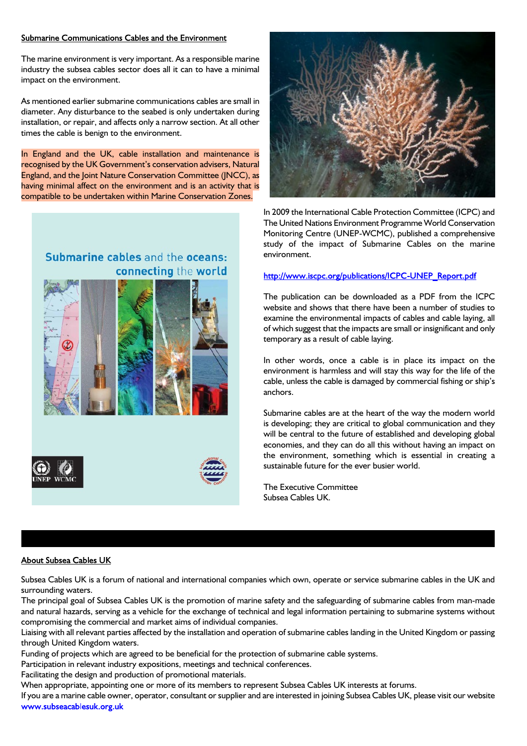**Submarine Communications Cables and the Environment**

The marine environment is very important. As a responsible marine industry the subsea cables sector does all it can to have a minimal impact on the environment.

As mentioned earlier submarine communications cables are small in diameter. Any disturbance to the seabed is only undertaken during installation, or repair, and affects only a narrow section. At all other times the cable is benign to the environment.

In England and the UK, cable installation and maintenance is recognised by the UK Government's conservation advisers, Natural England, and the Joint Nature Conservation Committee (JNCC), as having minimal affect on the environment and is an activity that is compatible to be undertaken within Marine Conservation Zones.

Submarine cables and the oceans: connecting the world

In 2009 the International Cable Protection Committee (ICPC) and The United Nations Environment Programme World Conservation Monitoring Centre (UNEP-WCMC), published a comprehensive study of the impact of Submarine Cables on the marine environment.

http://www.iscpc.org/publications/ICPC-UNEP_Report.pdf

The publication can be downloaded as a PDF from the ICPC website and shows that there have been a number of studies to examine the environmental impacts of cables and cable laying, all of which suggest that the impacts are small or insignificant and only temporary as a result of cable laying.

In other words, once a cable is in place its impact on the environment is harmless and will stay this way for the life of the cable, unless the cable is damaged by commercial fishing or ship's anchors.

Submarine cables are at the heart of the way the modern world is developing; they are critical to global communication and they will be central to the future of established and developing global economies, and they can do all this without having an impact on the environment, something which is essential in creating a sustainable future for the ever busier world.

The Executive Committee
Subsea Cables UK.

**About Subsea Cables UK**

Subsea Cables UK is a forum of national and international companies which own, operate or service submarine cables in the UK and surrounding waters.
The principal goal of Subsea Cables UK is the promotion of marine safety and the safeguarding of submarine cables from man-made and natural hazards, serving as a vehicle for the exchange of technical and legal information pertaining to submarine systems without compromising the commercial and market aims of individual companies.
Liaising with all relevant parties affected by the installation and operation of submarine cables landing in the United Kingdom or passing through United Kingdom waters.
Funding of projects which are agreed to be beneficial for the protection of submarine cable systems.
Participation in relevant industry expositions, meetings and technical conferences.
Facilitating the design and production of promotional materials.
When appropriate, appointing one or more of its members to represent Subsea Cables UK interests at forums.
If you are a marine cable owner, operator, consultant or supplier and are interested in joining Subsea Cables UK, please visit our website www.subseacablesuk.org.uk